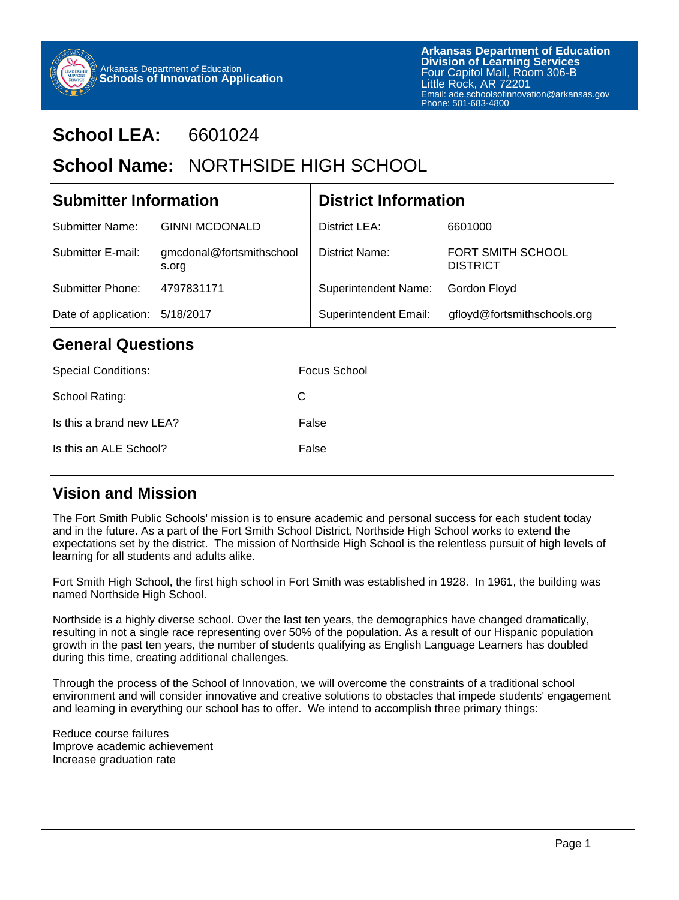Arkansas Department of Education
**Schools of Innovation Application**

**Arkansas Department of Education**
**Division of Learning Services**
Four Capitol Mall, Room 306-B
Little Rock, AR 72201
Email: ade.schoolsofinnovation@arkansas.gov
Phone: 501-683-4800

# School LEA: 6601024

# School Name: NORTHSIDE HIGH SCHOOL

| Submitter Information | | District Information | |
|---|---|---|---|
| Submitter Name: | GINNI MCDONALD | District LEA: | 6601000 |
| Submitter E-mail: | gmcdonal@fortsmithschools.org | District Name: | FORT SMITH SCHOOL DISTRICT |
| Submitter Phone: | 4797831171 | Superintendent Name: | Gordon Floyd |
| Date of application: | 5/18/2017 | Superintendent Email: | gfloyd@fortsmithschools.org |

## General Questions

| | |
|---|---|
| Special Conditions: | Focus School |
| School Rating: | C |
| Is this a brand new LEA? | False |
| Is this an ALE School? | False |

## Vision and Mission

The Fort Smith Public Schools' mission is to ensure academic and personal success for each student today and in the future. As a part of the Fort Smith School District, Northside High School works to extend the expectations set by the district. The mission of Northside High School is the relentless pursuit of high levels of learning for all students and adults alike.

Fort Smith High School, the first high school in Fort Smith was established in 1928. In 1961, the building was named Northside High School.

Northside is a highly diverse school. Over the last ten years, the demographics have changed dramatically, resulting in not a single race representing over 50% of the population. As a result of our Hispanic population growth in the past ten years, the number of students qualifying as English Language Learners has doubled during this time, creating additional challenges.

Through the process of the School of Innovation, we will overcome the constraints of a traditional school environment and will consider innovative and creative solutions to obstacles that impede students' engagement and learning in everything our school has to offer. We intend to accomplish three primary things:

Reduce course failures
Improve academic achievement
Increase graduation rate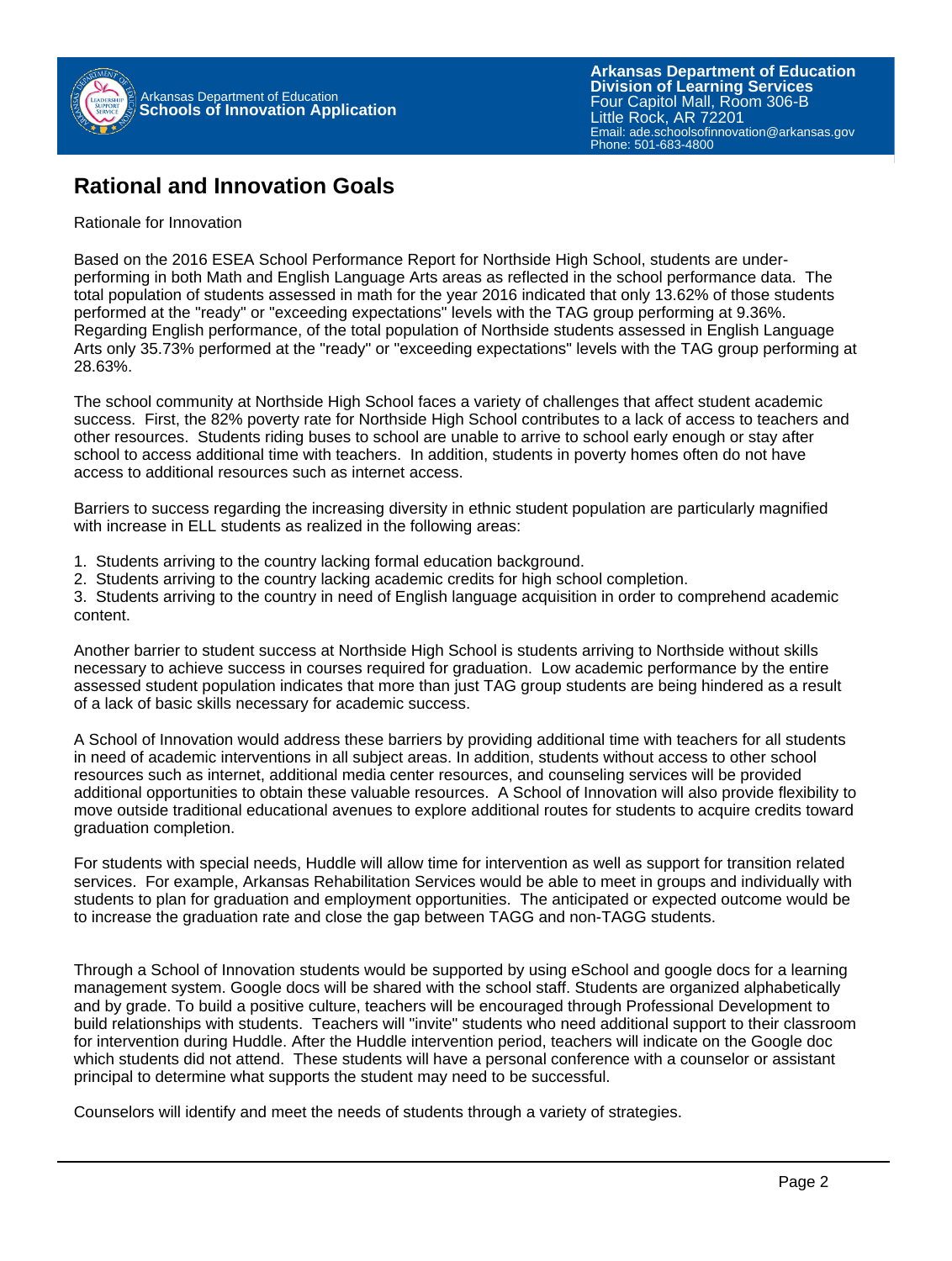# Rational and Innovation Goals

Rationale for Innovation

Based on the 2016 ESEA School Performance Report for Northside High School, students are under-performing in both Math and English Language Arts areas as reflected in the school performance data. The total population of students assessed in math for the year 2016 indicated that only 13.62% of those students performed at the "ready" or "exceeding expectations" levels with the TAG group performing at 9.36%. Regarding English performance, of the total population of Northside students assessed in English Language Arts only 35.73% performed at the "ready" or "exceeding expectations" levels with the TAG group performing at 28.63%.

The school community at Northside High School faces a variety of challenges that affect student academic success. First, the 82% poverty rate for Northside High School contributes to a lack of access to teachers and other resources. Students riding buses to school are unable to arrive to school early enough or stay after school to access additional time with teachers. In addition, students in poverty homes often do not have access to additional resources such as internet access.

Barriers to success regarding the increasing diversity in ethnic student population are particularly magnified with increase in ELL students as realized in the following areas:

1. Students arriving to the country lacking formal education background.
2. Students arriving to the country lacking academic credits for high school completion.
3. Students arriving to the country in need of English language acquisition in order to comprehend academic content.

Another barrier to student success at Northside High School is students arriving to Northside without skills necessary to achieve success in courses required for graduation. Low academic performance by the entire assessed student population indicates that more than just TAG group students are being hindered as a result of a lack of basic skills necessary for academic success.

A School of Innovation would address these barriers by providing additional time with teachers for all students in need of academic interventions in all subject areas. In addition, students without access to other school resources such as internet, additional media center resources, and counseling services will be provided additional opportunities to obtain these valuable resources. A School of Innovation will also provide flexibility to move outside traditional educational avenues to explore additional routes for students to acquire credits toward graduation completion.

For students with special needs, Huddle will allow time for intervention as well as support for transition related services. For example, Arkansas Rehabilitation Services would be able to meet in groups and individually with students to plan for graduation and employment opportunities. The anticipated or expected outcome would be to increase the graduation rate and close the gap between TAGG and non-TAGG students.

Through a School of Innovation students would be supported by using eSchool and google docs for a learning management system. Google docs will be shared with the school staff. Students are organized alphabetically and by grade. To build a positive culture, teachers will be encouraged through Professional Development to build relationships with students. Teachers will "invite" students who need additional support to their classroom for intervention during Huddle. After the Huddle intervention period, teachers will indicate on the Google doc which students did not attend. These students will have a personal conference with a counselor or assistant principal to determine what supports the student may need to be successful.

Counselors will identify and meet the needs of students through a variety of strategies.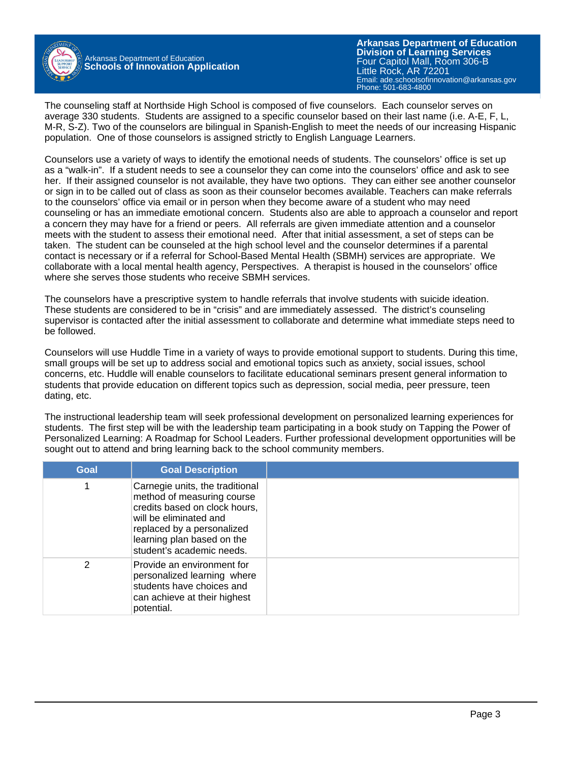The counseling staff at Northside High School is composed of five counselors. Each counselor serves on average 330 students. Students are assigned to a specific counselor based on their last name (i.e. A-E, F, L, M-R, S-Z). Two of the counselors are bilingual in Spanish-English to meet the needs of our increasing Hispanic population. One of those counselors is assigned strictly to English Language Learners.

Counselors use a variety of ways to identify the emotional needs of students. The counselors' office is set up as a "walk-in". If a student needs to see a counselor they can come into the counselors' office and ask to see her. If their assigned counselor is not available, they have two options. They can either see another counselor or sign in to be called out of class as soon as their counselor becomes available. Teachers can make referrals to the counselors' office via email or in person when they become aware of a student who may need counseling or has an immediate emotional concern. Students also are able to approach a counselor and report a concern they may have for a friend or peers. All referrals are given immediate attention and a counselor meets with the student to assess their emotional need. After that initial assessment, a set of steps can be taken. The student can be counseled at the high school level and the counselor determines if a parental contact is necessary or if a referral for School-Based Mental Health (SBMH) services are appropriate. We collaborate with a local mental health agency, Perspectives. A therapist is housed in the counselors' office where she serves those students who receive SBMH services.

The counselors have a prescriptive system to handle referrals that involve students with suicide ideation. These students are considered to be in "crisis" and are immediately assessed. The district's counseling supervisor is contacted after the initial assessment to collaborate and determine what immediate steps need to be followed.

Counselors will use Huddle Time in a variety of ways to provide emotional support to students. During this time, small groups will be set up to address social and emotional topics such as anxiety, social issues, school concerns, etc. Huddle will enable counselors to facilitate educational seminars present general information to students that provide education on different topics such as depression, social media, peer pressure, teen dating, etc.

The instructional leadership team will seek professional development on personalized learning experiences for students. The first step will be with the leadership team participating in a book study on Tapping the Power of Personalized Learning: A Roadmap for School Leaders. Further professional development opportunities will be sought out to attend and bring learning back to the school community members.

| Goal | Goal Description | |
|---|---|---|
| 1 | Carnegie units, the traditional method of measuring course credits based on clock hours, will be eliminated and replaced by a personalized learning plan based on the student's academic needs. | |
| 2 | Provide an environment for personalized learning where students have choices and can achieve at their highest potential. | |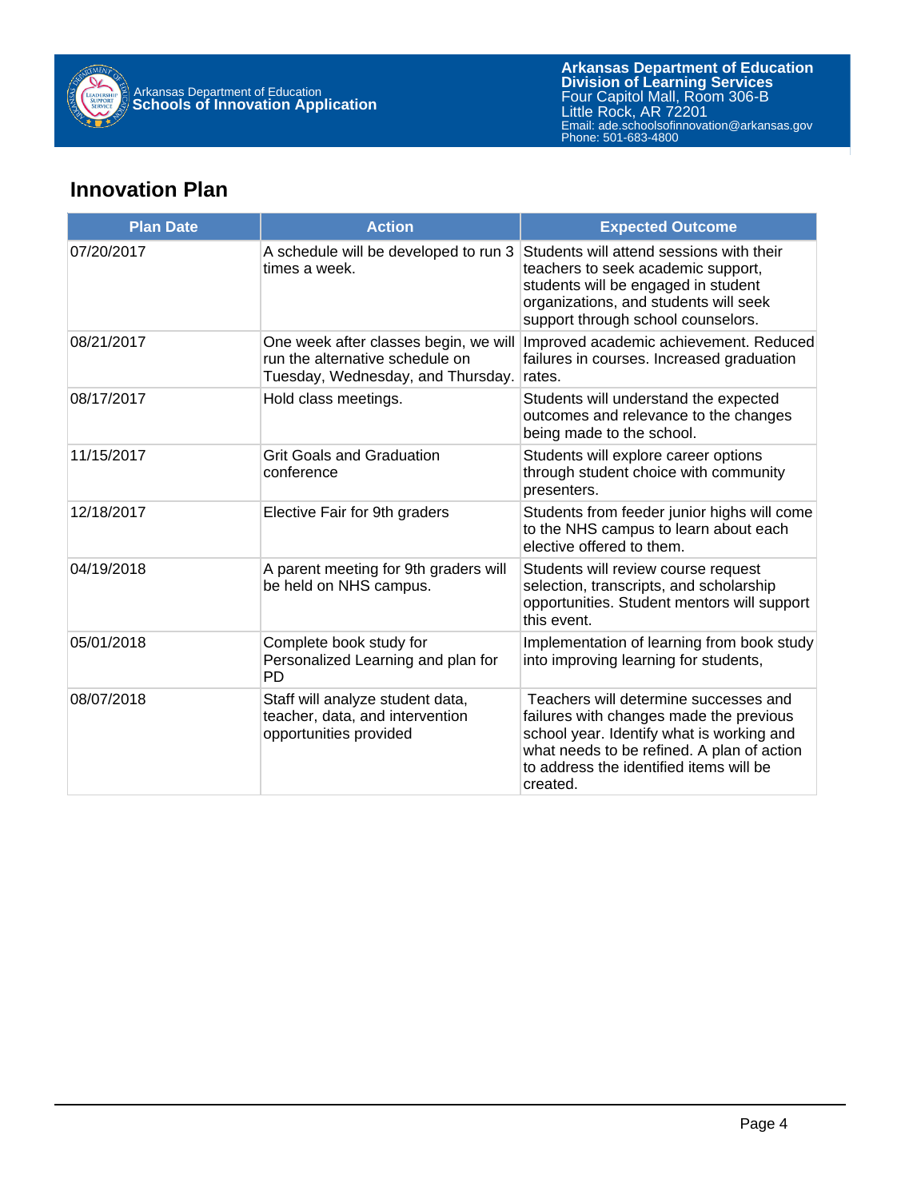## Innovation Plan

| Plan Date | Action | Expected Outcome |
| --- | --- | --- |
| 07/20/2017 | A schedule will be developed to run 3 times a week. | Students will attend sessions with their teachers to seek academic support, students will be engaged in student organizations, and students will seek support through school counselors. |
| 08/21/2017 | One week after classes begin, we will run the alternative schedule on Tuesday, Wednesday, and Thursday. | Improved academic achievement. Reduced failures in courses. Increased graduation rates. |
| 08/17/2017 | Hold class meetings. | Students will understand the expected outcomes and relevance to the changes being made to the school. |
| 11/15/2017 | Grit Goals and Graduation conference | Students will explore career options through student choice with community presenters. |
| 12/18/2017 | Elective Fair for 9th graders | Students from feeder junior highs will come to the NHS campus to learn about each elective offered to them. |
| 04/19/2018 | A parent meeting for 9th graders will be held on NHS campus. | Students will review course request selection, transcripts, and scholarship opportunities. Student mentors will support this event. |
| 05/01/2018 | Complete book study for Personalized Learning and plan for PD | Implementation of learning from book study into improving learning for students, |
| 08/07/2018 | Staff will analyze student data, teacher, data, and intervention opportunities provided | Teachers will determine successes and failures with changes made the previous school year. Identify what is working and what needs to be refined. A plan of action to address the identified items will be created. |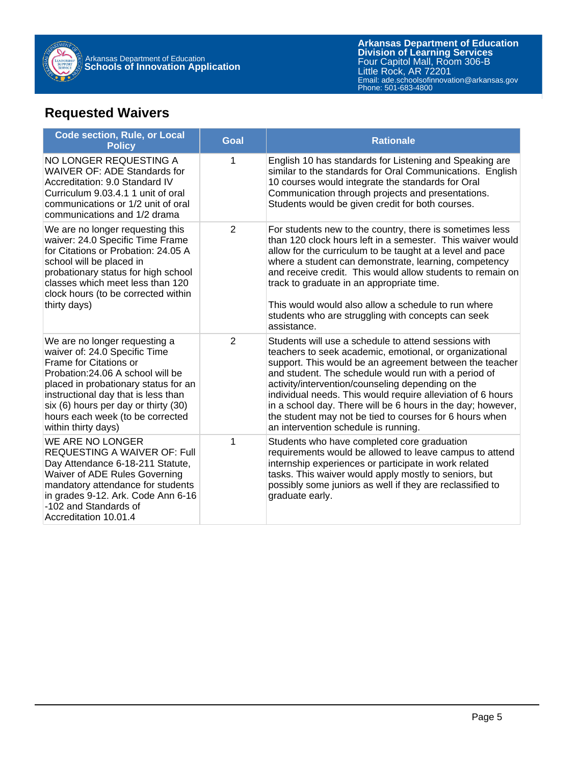## Requested Waivers

| Code section, Rule, or Local Policy | Goal | Rationale |
| --- | --- | --- |
| NO LONGER REQUESTING A WAIVER OF: ADE Standards for Accreditation: 9.0 Standard IV Curriculum 9.03.4.1 1 unit of oral communications or 1/2 unit of oral communications and 1/2 drama | 1 | English 10 has standards for Listening and Speaking are similar to the standards for Oral Communications. English 10 courses would integrate the standards for Oral Communication through projects and presentations. Students would be given credit for both courses. |
| We are no longer requesting this waiver: 24.0 Specific Time Frame for Citations or Probation: 24.05 A school will be placed in probationary status for high school classes which meet less than 120 clock hours (to be corrected within thirty days) | 2 | For students new to the country, there is sometimes less than 120 clock hours left in a semester. This waiver would allow for the curriculum to be taught at a level and pace where a student can demonstrate, learning, competency and receive credit. This would allow students to remain on track to graduate in an appropriate time.<br><br>This would would also allow a schedule to run where students who are struggling with concepts can seek assistance. |
| We are no longer requesting a waiver of: 24.0 Specific Time Frame for Citations or Probation:24.06 A school will be placed in probationary status for an instructional day that is less than six (6) hours per day or thirty (30) hours each week (to be corrected within thirty days) | 2 | Students will use a schedule to attend sessions with teachers to seek academic, emotional, or organizational support. This would be an agreement between the teacher and student. The schedule would run with a period of activity/intervention/counseling depending on the individual needs. This would require alleviation of 6 hours in a school day. There will be 6 hours in the day; however, the student may not be tied to courses for 6 hours when an intervention schedule is running. |
| WE ARE NO LONGER REQUESTING A WAIVER OF: Full Day Attendance 6-18-211 Statute, Waiver of ADE Rules Governing mandatory attendance for students in grades 9-12. Ark. Code Ann 6-16 -102 and Standards of Accreditation 10.01.4 | 1 | Students who have completed core graduation requirements would be allowed to leave campus to attend internship experiences or participate in work related tasks. This waiver would apply mostly to seniors, but possibly some juniors as well if they are reclassified to graduate early. |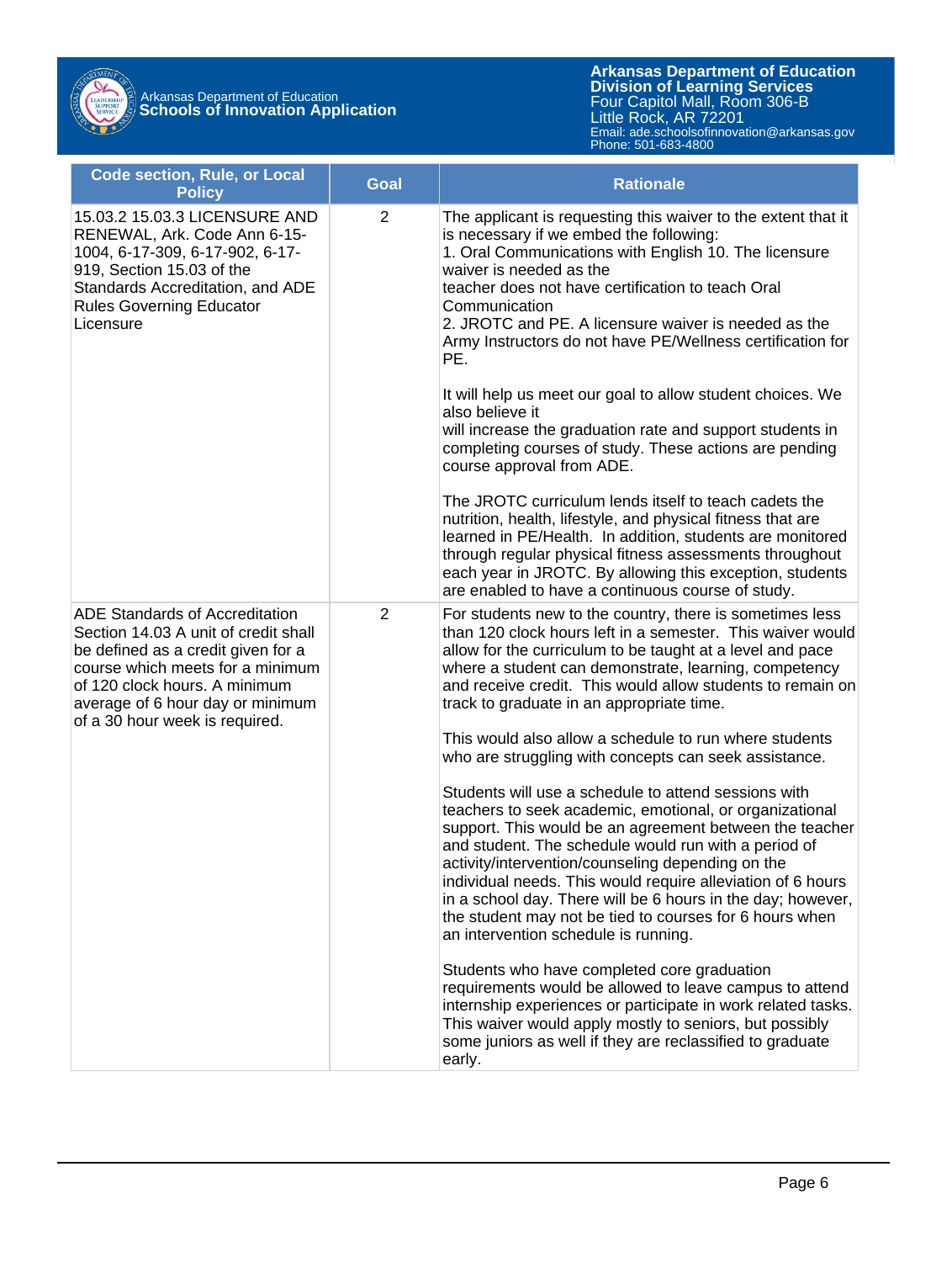| Code section, Rule, or Local Policy | Goal | Rationale |
|---|---|---|
| 15.03.2 15.03.3 LICENSURE AND RENEWAL, Ark. Code Ann 6-15-1004, 6-17-309, 6-17-902, 6-17-919, Section 15.03 of the Standards Accreditation, and ADE Rules Governing Educator Licensure | 2 | The applicant is requesting this waiver to the extent that it is necessary if we embed the following:<br>1. Oral Communications with English 10. The licensure waiver is needed as the teacher does not have certification to teach Oral Communication<br>2. JROTC and PE. A licensure waiver is needed as the Army Instructors do not have PE/Wellness certification for PE.<br><br>It will help us meet our goal to allow student choices. We also believe it will increase the graduation rate and support students in completing courses of study. These actions are pending course approval from ADE.<br><br>The JROTC curriculum lends itself to teach cadets the nutrition, health, lifestyle, and physical fitness that are learned in PE/Health. In addition, students are monitored through regular physical fitness assessments throughout each year in JROTC. By allowing this exception, students are enabled to have a continuous course of study. |
| ADE Standards of Accreditation Section 14.03 A unit of credit shall be defined as a credit given for a course which meets for a minimum of 120 clock hours. A minimum average of 6 hour day or minimum of a 30 hour week is required. | 2 | For students new to the country, there is sometimes less than 120 clock hours left in a semester. This waiver would allow for the curriculum to be taught at a level and pace where a student can demonstrate, learning, competency and receive credit. This would allow students to remain on track to graduate in an appropriate time.<br><br>This would also allow a schedule to run where students who are struggling with concepts can seek assistance.<br><br>Students will use a schedule to attend sessions with teachers to seek academic, emotional, or organizational support. This would be an agreement between the teacher and student. The schedule would run with a period of activity/intervention/counseling depending on the individual needs. This would require alleviation of 6 hours in a school day. There will be 6 hours in the day; however, the student may not be tied to courses for 6 hours when an intervention schedule is running.<br><br>Students who have completed core graduation requirements would be allowed to leave campus to attend internship experiences or participate in work related tasks. This waiver would apply mostly to seniors, but possibly some juniors as well if they are reclassified to graduate early. |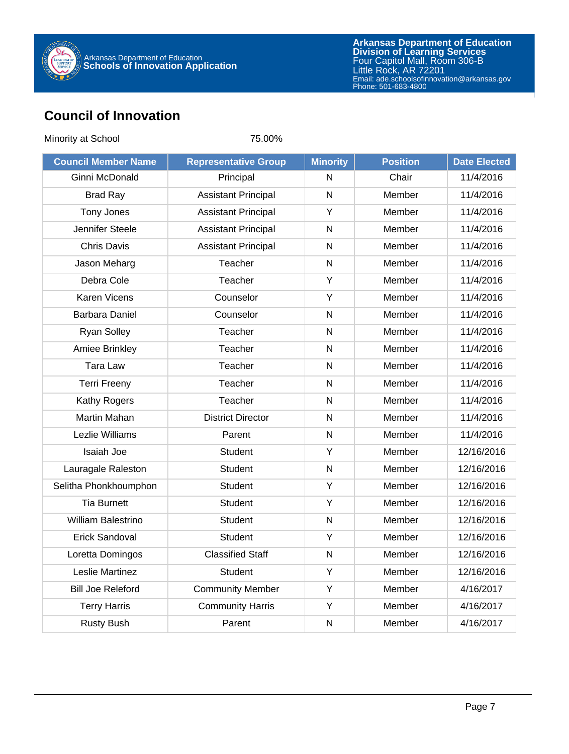# Council of Innovation

Minority at School 75.00%

| Council Member Name | Representative Group | Minority | Position | Date Elected |
|---|---|---|---|---|
| Ginni McDonald | Principal | N | Chair | 11/4/2016 |
| Brad Ray | Assistant Principal | N | Member | 11/4/2016 |
| Tony Jones | Assistant Principal | Y | Member | 11/4/2016 |
| Jennifer Steele | Assistant Principal | N | Member | 11/4/2016 |
| Chris Davis | Assistant Principal | N | Member | 11/4/2016 |
| Jason Meharg | Teacher | N | Member | 11/4/2016 |
| Debra Cole | Teacher | Y | Member | 11/4/2016 |
| Karen Vicens | Counselor | Y | Member | 11/4/2016 |
| Barbara Daniel | Counselor | N | Member | 11/4/2016 |
| Ryan Solley | Teacher | N | Member | 11/4/2016 |
| Amiee Brinkley | Teacher | N | Member | 11/4/2016 |
| Tara Law | Teacher | N | Member | 11/4/2016 |
| Terri Freeny | Teacher | N | Member | 11/4/2016 |
| Kathy Rogers | Teacher | N | Member | 11/4/2016 |
| Martin Mahan | District Director | N | Member | 11/4/2016 |
| Lezlie Williams | Parent | N | Member | 11/4/2016 |
| Isaiah Joe | Student | Y | Member | 12/16/2016 |
| Lauragale Raleston | Student | N | Member | 12/16/2016 |
| Selitha Phonkhoumphon | Student | Y | Member | 12/16/2016 |
| Tia Burnett | Student | Y | Member | 12/16/2016 |
| William Balestrino | Student | N | Member | 12/16/2016 |
| Erick Sandoval | Student | Y | Member | 12/16/2016 |
| Loretta Domingos | Classified Staff | N | Member | 12/16/2016 |
| Leslie Martinez | Student | Y | Member | 12/16/2016 |
| Bill Joe Releford | Community Member | Y | Member | 4/16/2017 |
| Terry Harris | Community Harris | Y | Member | 4/16/2017 |
| Rusty Bush | Parent | N | Member | 4/16/2017 |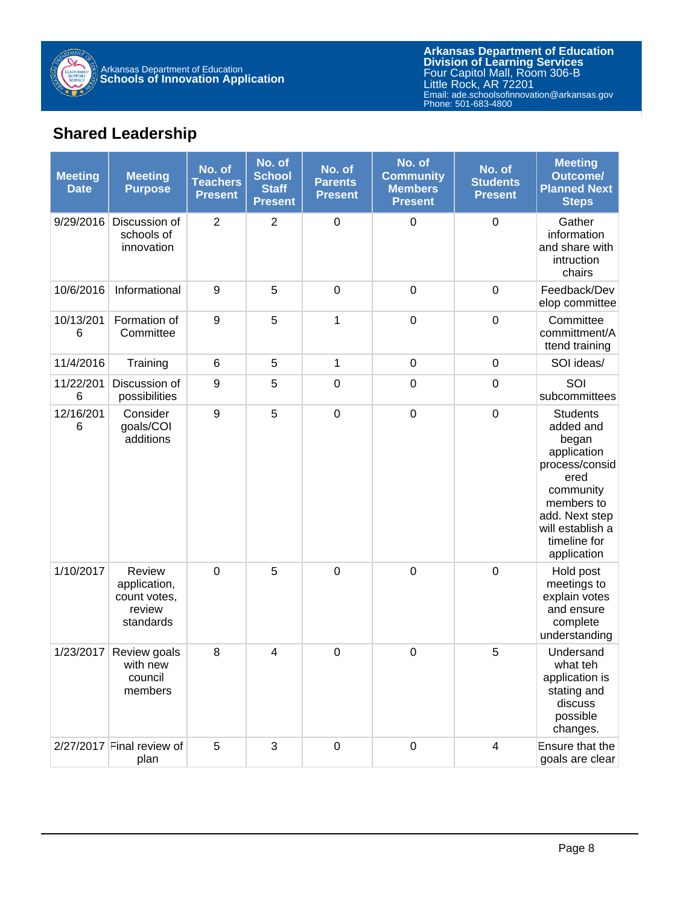## Shared Leadership

| Meeting Date | Meeting Purpose | No. of Teachers Present | No. of School Staff Present | No. of Parents Present | No. of Community Members Present | No. of Students Present | Meeting Outcome/ Planned Next Steps |
|---|---|---|---|---|---|---|---|
| 9/29/2016 | Discussion of schools of innovation | 2 | 2 | 0 | 0 | 0 | Gather information and share with intruction chairs |
| 10/6/2016 | Informational | 9 | 5 | 0 | 0 | 0 | Feedback/Develop committee |
| 10/13/2016 | Formation of Committee | 9 | 5 | 1 | 0 | 0 | Committee committment/Attend training |
| 11/4/2016 | Training | 6 | 5 | 1 | 0 | 0 | SOI ideas/ |
| 11/22/2016 | Discussion of possibilities | 9 | 5 | 0 | 0 | 0 | SOI subcommittees |
| 12/16/2016 | Consider goals/COI additions | 9 | 5 | 0 | 0 | 0 | Students added and began application process/considered community members to add. Next step will establish a timeline for application |
| 1/10/2017 | Review application, count votes, review standards | 0 | 5 | 0 | 0 | 0 | Hold post meetings to explain votes and ensure complete understanding |
| 1/23/2017 | Review goals with new council members | 8 | 4 | 0 | 0 | 5 | Undersand what teh application is stating and discuss possible changes. |
| 2/27/2017 | Final review of plan | 5 | 3 | 0 | 0 | 4 | Ensure that the goals are clear |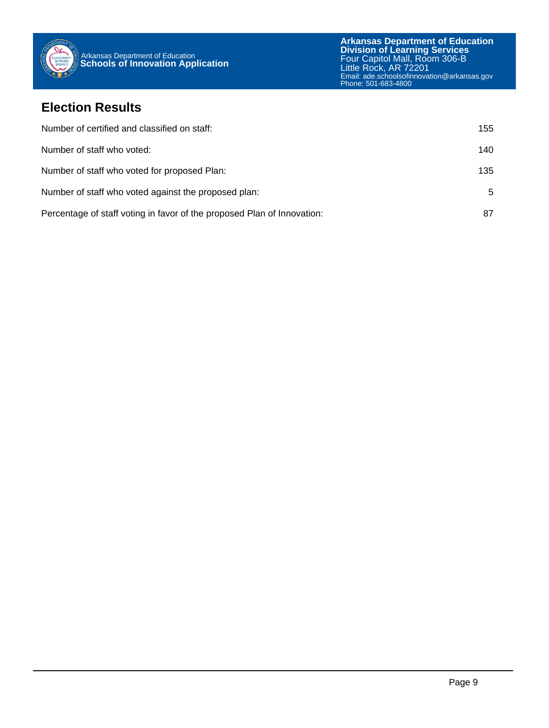## Election Results

| | |
|---|---|
| Number of certified and classified on staff: | 155 |
| Number of staff who voted: | 140 |
| Number of staff who voted for proposed Plan: | 135 |
| Number of staff who voted against the proposed plan: | 5 |
| Percentage of staff voting in favor of the proposed Plan of Innovation: | 87 |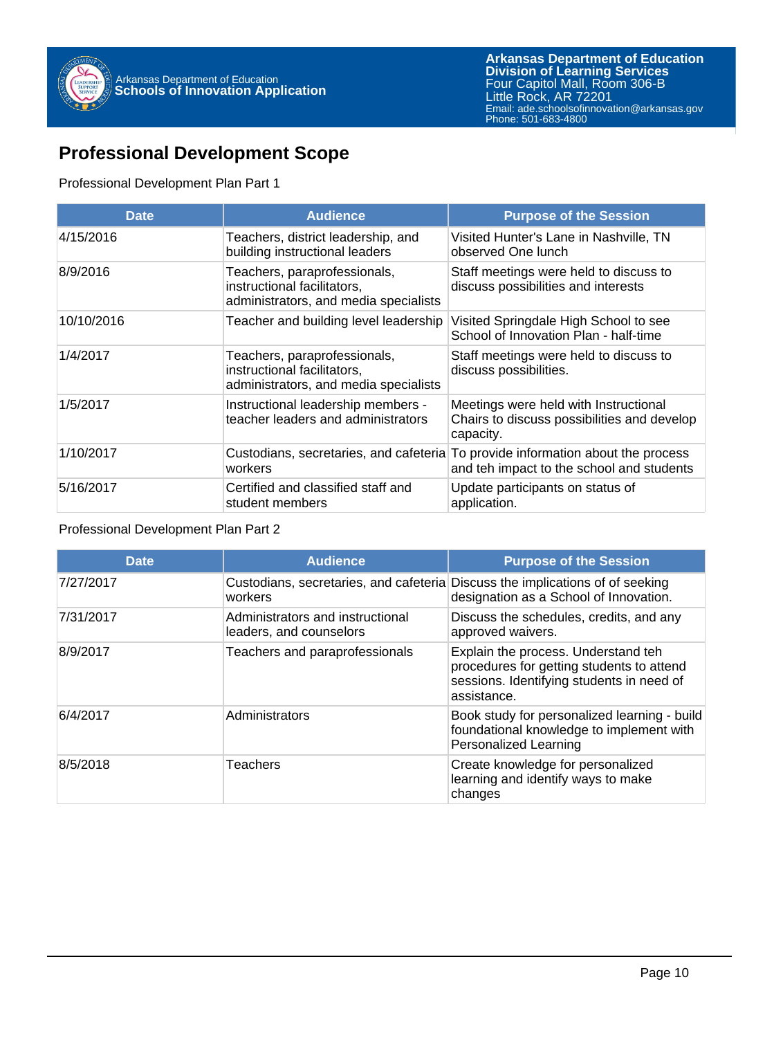## Professional Development Scope

Professional Development Plan Part 1

| Date | Audience | Purpose of the Session |
|---|---|---|
| 4/15/2016 | Teachers, district leadership, and building instructional leaders | Visited Hunter's Lane in Nashville, TN observed One lunch |
| 8/9/2016 | Teachers, paraprofessionals, instructional facilitators, administrators, and media specialists | Staff meetings were held to discuss to discuss possibilities and interests |
| 10/10/2016 | Teacher and building level leadership | Visited Springdale High School to see School of Innovation Plan - half-time |
| 1/4/2017 | Teachers, paraprofessionals, instructional facilitators, administrators, and media specialists | Staff meetings were held to discuss to discuss possibilities. |
| 1/5/2017 | Instructional leadership members - teacher leaders and administrators | Meetings were held with Instructional Chairs to discuss possibilities and develop capacity. |
| 1/10/2017 | Custodians, secretaries, and cafeteria workers | To provide information about the process and teh impact to the school and students |
| 5/16/2017 | Certified and classified staff and student members | Update participants on status of application. |

Professional Development Plan Part 2

| Date | Audience | Purpose of the Session |
|---|---|---|
| 7/27/2017 | Custodians, secretaries, and cafeteria workers | Discuss the implications of of seeking designation as a School of Innovation. |
| 7/31/2017 | Administrators and instructional leaders, and counselors | Discuss the schedules, credits, and any approved waivers. |
| 8/9/2017 | Teachers and paraprofessionals | Explain the process. Understand teh procedures for getting students to attend sessions. Identifying students in need of assistance. |
| 6/4/2017 | Administrators | Book study for personalized learning - build foundational knowledge to implement with Personalized Learning |
| 8/5/2018 | Teachers | Create knowledge for personalized learning and identify ways to make changes |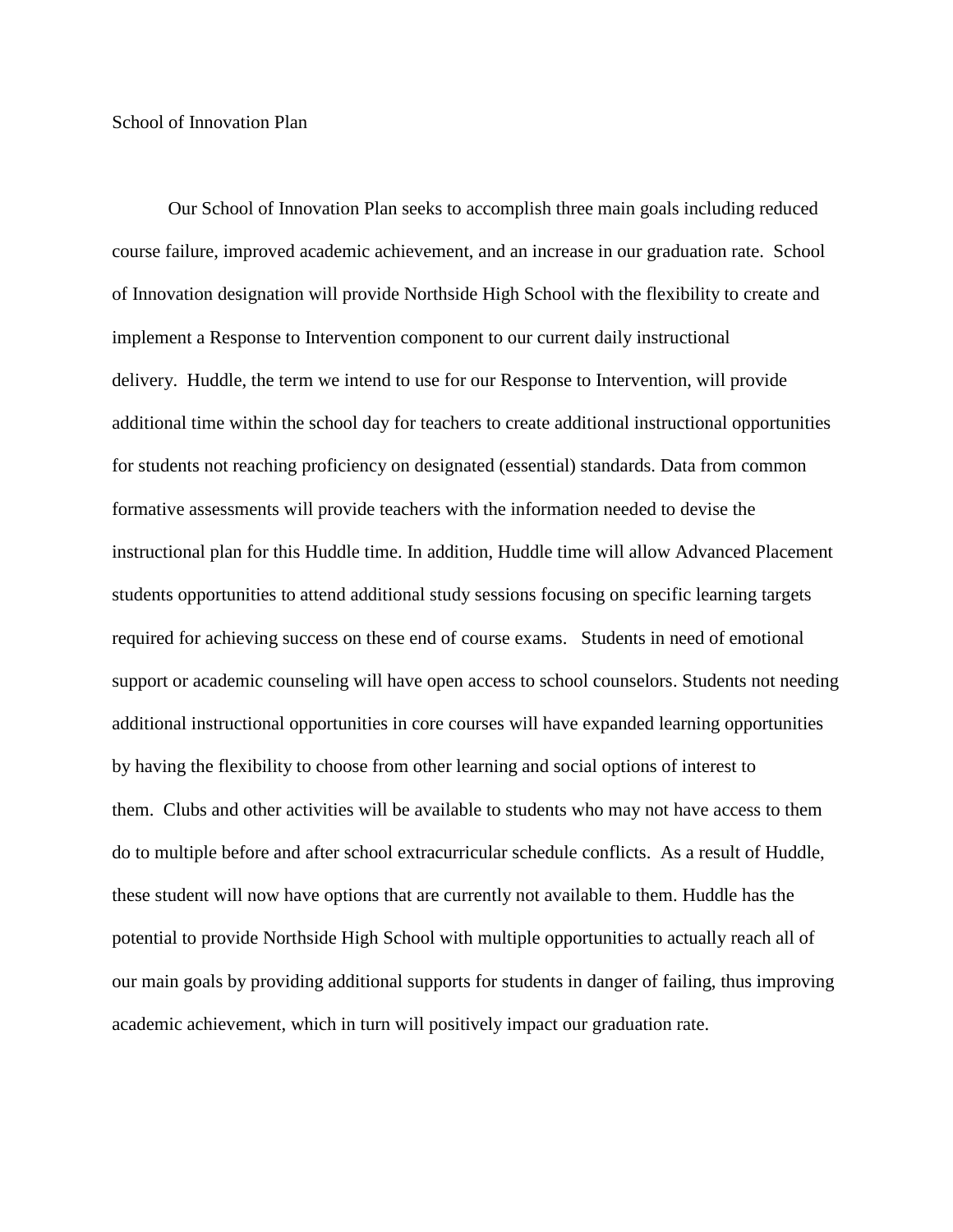School of Innovation Plan

Our School of Innovation Plan seeks to accomplish three main goals including reduced course failure, improved academic achievement, and an increase in our graduation rate. School of Innovation designation will provide Northside High School with the flexibility to create and implement a Response to Intervention component to our current daily instructional delivery. Huddle, the term we intend to use for our Response to Intervention, will provide additional time within the school day for teachers to create additional instructional opportunities for students not reaching proficiency on designated (essential) standards. Data from common formative assessments will provide teachers with the information needed to devise the instructional plan for this Huddle time. In addition, Huddle time will allow Advanced Placement students opportunities to attend additional study sessions focusing on specific learning targets required for achieving success on these end of course exams. Students in need of emotional support or academic counseling will have open access to school counselors. Students not needing additional instructional opportunities in core courses will have expanded learning opportunities by having the flexibility to choose from other learning and social options of interest to them. Clubs and other activities will be available to students who may not have access to them do to multiple before and after school extracurricular schedule conflicts. As a result of Huddle, these student will now have options that are currently not available to them. Huddle has the potential to provide Northside High School with multiple opportunities to actually reach all of our main goals by providing additional supports for students in danger of failing, thus improving academic achievement, which in turn will positively impact our graduation rate.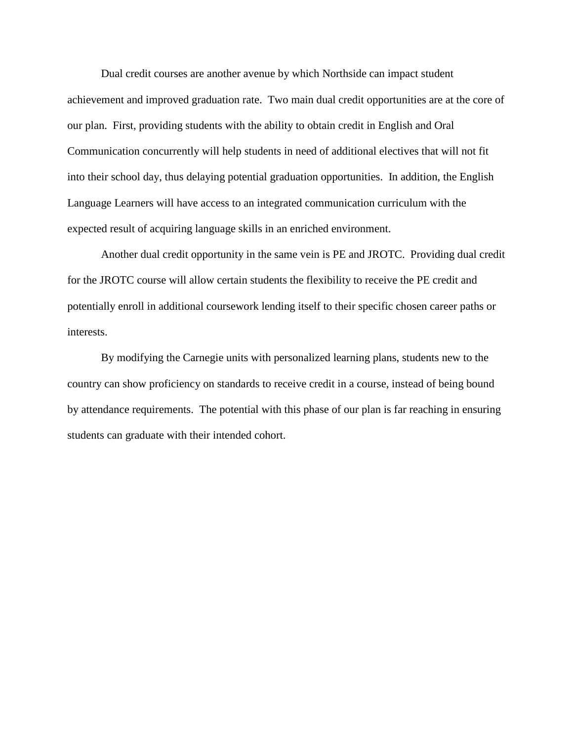Dual credit courses are another avenue by which Northside can impact student achievement and improved graduation rate. Two main dual credit opportunities are at the core of our plan. First, providing students with the ability to obtain credit in English and Oral Communication concurrently will help students in need of additional electives that will not fit into their school day, thus delaying potential graduation opportunities. In addition, the English Language Learners will have access to an integrated communication curriculum with the expected result of acquiring language skills in an enriched environment.

Another dual credit opportunity in the same vein is PE and JROTC. Providing dual credit for the JROTC course will allow certain students the flexibility to receive the PE credit and potentially enroll in additional coursework lending itself to their specific chosen career paths or interests.

By modifying the Carnegie units with personalized learning plans, students new to the country can show proficiency on standards to receive credit in a course, instead of being bound by attendance requirements. The potential with this phase of our plan is far reaching in ensuring students can graduate with their intended cohort.